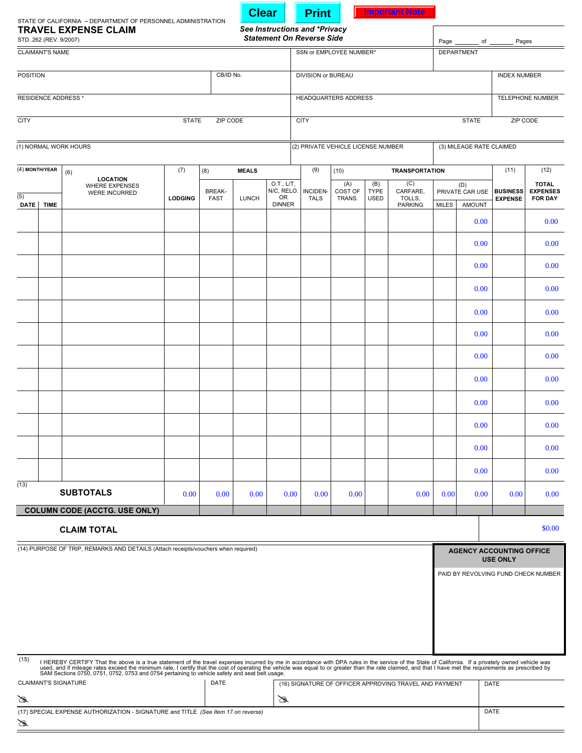Clear | Print | Important Note

STATE OF CALIFORNIA – DEPARTMENT OF PERSONNEL ADMINISTRATION

# TRAVEL EXPENSE CLAIM

STD. 262 (REV. 9/2007)

***See Instructions and *Privacy Statement On Reverse Side***

Page _______ of _______ Pages

| CLAIMANT'S NAME | | SSN or EMPLOYEE NUMBER* | DEPARTMENT | |
|---|---|---|---|---|
| POSITION | CB/ID No. | DIVISION or BUREAU | | INDEX NUMBER |
| RESIDENCE ADDRESS * | | HEADQUARTERS ADDRESS | | TELEPHONE NUMBER |
| CITY / STATE | ZIP CODE | CITY / STATE | | ZIP CODE |

| (1) NORMAL WORK HOURS | (2) PRIVATE VEHICLE LICENSE NUMBER | (3) MILEAGE RATE CLAIMED |
|---|---|---|
| | | |

| (4) MONTH/YEAR | | (6) | (7) | (8) MEALS | | | (9) | (10) TRANSPORTATION | | | | | (11) | (12) |
|---|---|---|---|---|---|---|---|---|---|---|---|---|---|---|
| (5) DATE | TIME | LOCATION WHERE EXPENSES WERE INCURRED | LODGING | BREAK-FAST | LUNCH | O.T., L/T, N/C, RELO. OR DINNER | INCIDEN-TALS | (A) COST OF TRANS. | (B) TYPE USED | (C) CARFARE, TOLLS, PARKING | (D) PRIVATE CAR USE MILES | (D) PRIVATE CAR USE AMOUNT | BUSINESS EXPENSE | TOTAL EXPENSES FOR DAY |
| | | | | | | | | | | | | 0.00 | | 0.00 |
| | | | | | | | | | | | | 0.00 | | 0.00 |
| | | | | | | | | | | | | 0.00 | | 0.00 |
| | | | | | | | | | | | | 0.00 | | 0.00 |
| | | | | | | | | | | | | 0.00 | | 0.00 |
| | | | | | | | | | | | | 0.00 | | 0.00 |
| | | | | | | | | | | | | 0.00 | | 0.00 |
| | | | | | | | | | | | | 0.00 | | 0.00 |
| | | | | | | | | | | | | 0.00 | | 0.00 |
| | | | | | | | | | | | | 0.00 | | 0.00 |
| | | | | | | | | | | | | 0.00 | | 0.00 |
| | | | | | | | | | | | | 0.00 | | 0.00 |
| (13) | | **SUBTOTALS** | 0.00 | 0.00 | 0.00 | 0.00 | 0.00 | 0.00 | | 0.00 | 0.00 | 0.00 | 0.00 | 0.00 |
| **COLUMN CODE (ACCTG. USE ONLY)** | | | | | | | | | | | | | | |

**CLAIM TOTAL** $0.00

(14) PURPOSE OF TRIP, REMARKS AND DETAILS (Attach receipts/vouchers when required)

**AGENCY ACCOUNTING OFFICE USE ONLY**

PAID BY REVOLVING FUND CHECK NUMBER

(15) I HEREBY CERTIFY That the above is a true statement of the travel expenses incurred by me in accordance with DPA rules in the service of the State of California. If a privately owned vehicle was used, and if mileage rates exceed the minimum rate, I certify that the cost of operating the vehicle was equal to or greater than the rate claimed, and that I have met the requirements as prescribed by SAM Sections 0750, 0751, 0752, 0753 and 0754 pertaining to vehicle safety and seat belt usage.

| CLAIMANT'S SIGNATURE | DATE | (16) SIGNATURE OF OFFICER APPROVING TRAVEL AND PAYMENT | DATE |
|---|---|---|---|
| | | | |

| (17) SPECIAL EXPENSE AUTHORIZATION - SIGNATURE and TITLE *(See Item 17 on reverse)* | DATE |
|---|---|
| | |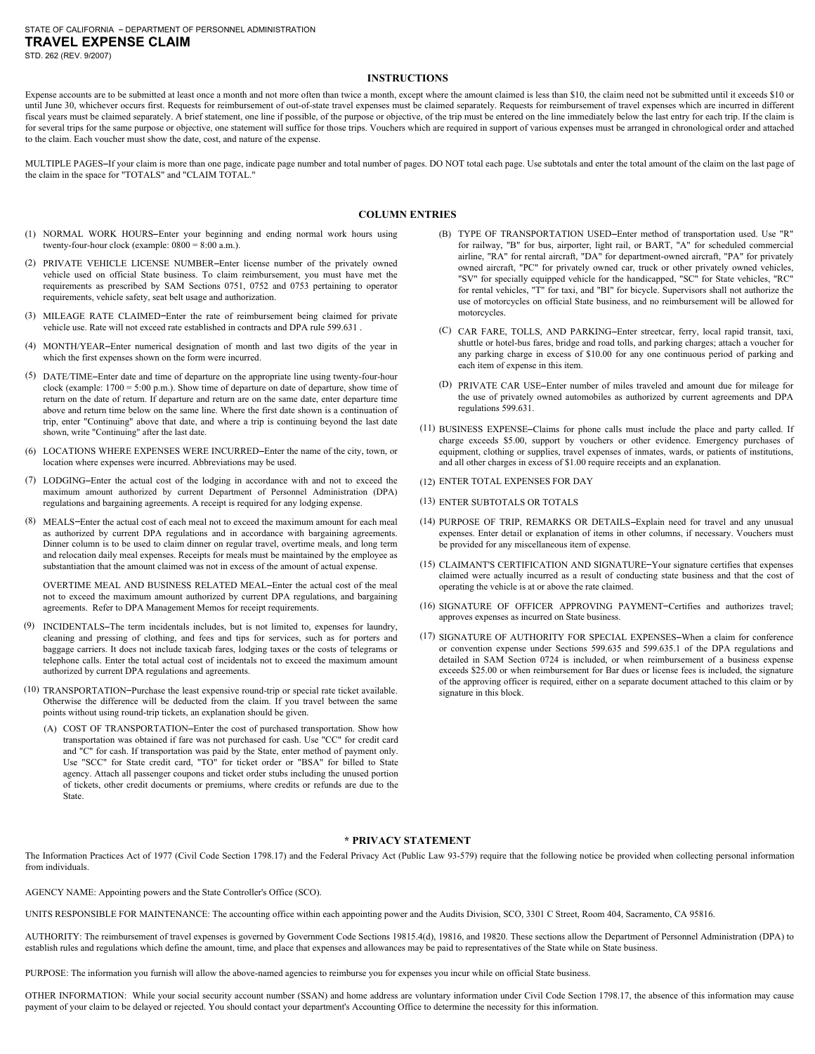STATE OF CALIFORNIA – DEPARTMENT OF PERSONNEL ADMINISTRATION

# TRAVEL EXPENSE CLAIM

STD. 262 (REV. 9/2007)

## INSTRUCTIONS

Expense accounts are to be submitted at least once a month and not more often than twice a month, except where the amount claimed is less than $10, the claim need not be submitted until it exceeds $10 or until June 30, whichever occurs first. Requests for reimbursement of out-of-state travel expenses must be claimed separately. Requests for reimbursement of travel expenses which are incurred in different fiscal years must be claimed separately. A brief statement, one line if possible, of the purpose or objective, of the trip must be entered on the line immediately below the last entry for each trip. If the claim is for several trips for the same purpose or objective, one statement will suffice for those trips. Vouchers which are required in support of various expenses must be arranged in chronological order and attached to the claim. Each voucher must show the date, cost, and nature of the expense.

MULTIPLE PAGES–If your claim is more than one page, indicate page number and total number of pages. DO NOT total each page. Use subtotals and enter the total amount of the claim on the last page of the claim in the space for "TOTALS" and "CLAIM TOTAL."

## COLUMN ENTRIES

(1) NORMAL WORK HOURS–Enter your beginning and ending normal work hours using twenty-four-hour clock (example: 0800 = 8:00 a.m.).

(2) PRIVATE VEHICLE LICENSE NUMBER–Enter license number of the privately owned vehicle used on official State business. To claim reimbursement, you must have met the requirements as prescribed by SAM Sections 0751, 0752 and 0753 pertaining to operator requirements, vehicle safety, seat belt usage and authorization.

(3) MILEAGE RATE CLAIMED–Enter the rate of reimbursement being claimed for private vehicle use. Rate will not exceed rate established in contracts and DPA rule 599.631 .

(4) MONTH/YEAR–Enter numerical designation of month and last two digits of the year in which the first expenses shown on the form were incurred.

(5) DATE/TIME–Enter date and time of departure on the appropriate line using twenty-four-hour clock (example: 1700 = 5:00 p.m.). Show time of departure on date of departure, show time of return on the date of return. If departure and return are on the same date, enter departure time above and return time below on the same line. Where the first date shown is a continuation of trip, enter "Continuing" above that date, and where a trip is continuing beyond the last date shown, write "Continuing" after the last date.

(6) LOCATIONS WHERE EXPENSES WERE INCURRED–Enter the name of the city, town, or location where expenses were incurred. Abbreviations may be used.

(7) LODGING–Enter the actual cost of the lodging in accordance with and not to exceed the maximum amount authorized by current Department of Personnel Administration (DPA) regulations and bargaining agreements. A receipt is required for any lodging expense.

(8) MEALS–Enter the actual cost of each meal not to exceed the maximum amount for each meal as authorized by current DPA regulations and in accordance with bargaining agreements. Dinner column is to be used to claim dinner on regular travel, overtime meals, and long term and relocation daily meal expenses. Receipts for meals must be maintained by the employee as substantiation that the amount claimed was not in excess of the amount of actual expense.

OVERTIME MEAL AND BUSINESS RELATED MEAL–Enter the actual cost of the meal not to exceed the maximum amount authorized by current DPA regulations, and bargaining agreements. Refer to DPA Management Memos for receipt requirements.

(9) INCIDENTALS–The term incidentals includes, but is not limited to, expenses for laundry, cleaning and pressing of clothing, and fees and tips for services, such as for porters and baggage carriers. It does not include taxicab fares, lodging taxes or the costs of telegrams or telephone calls. Enter the total actual cost of incidentals not to exceed the maximum amount authorized by current DPA regulations and agreements.

(10) TRANSPORTATION–Purchase the least expensive round-trip or special rate ticket available. Otherwise the difference will be deducted from the claim. If you travel between the same points without using round-trip tickets, an explanation should be given.

(A) COST OF TRANSPORTATION–Enter the cost of purchased transportation. Show how transportation was obtained if fare was not purchased for cash. Use "CC" for credit card and "C" for cash. If transportation was paid by the State, enter method of payment only. Use "SCC" for State credit card, "TO" for ticket order or "BSA" for billed to State agency. Attach all passenger coupons and ticket order stubs including the unused portion of tickets, other credit documents or premiums, where credits or refunds are due to the State.

(B) TYPE OF TRANSPORTATION USED–Enter method of transportation used. Use "R" for railway, "B" for bus, airporter, light rail, or BART, "A" for scheduled commercial airline, "RA" for rental aircraft, "DA" for department-owned aircraft, "PA" for privately owned aircraft, "PC" for privately owned car, truck or other privately owned vehicles, "SV" for specially equipped vehicle for the handicapped, "SC" for State vehicles, "RC" for rental vehicles, "T" for taxi, and "BI" for bicycle. Supervisors shall not authorize the use of motorcycles on official State business, and no reimbursement will be allowed for motorcycles.

(C) CAR FARE, TOLLS, AND PARKING–Enter streetcar, ferry, local rapid transit, taxi, shuttle or hotel-bus fares, bridge and road tolls, and parking charges; attach a voucher for any parking charge in excess of $10.00 for any one continuous period of parking and each item of expense in this item.

(D) PRIVATE CAR USE–Enter number of miles traveled and amount due for mileage for the use of privately owned automobiles as authorized by current agreements and DPA regulations 599.631.

(11) BUSINESS EXPENSE–Claims for phone calls must include the place and party called. If charge exceeds $5.00, support by vouchers or other evidence. Emergency purchases of equipment, clothing or supplies, travel expenses of inmates, wards, or patients of institutions, and all other charges in excess of $1.00 require receipts and an explanation.

(12) ENTER TOTAL EXPENSES FOR DAY

(13) ENTER SUBTOTALS OR TOTALS

(14) PURPOSE OF TRIP, REMARKS OR DETAILS–Explain need for travel and any unusual expenses. Enter detail or explanation of items in other columns, if necessary. Vouchers must be provided for any miscellaneous item of expense.

(15) CLAIMANT'S CERTIFICATION AND SIGNATURE–Your signature certifies that expenses claimed were actually incurred as a result of conducting state business and that the cost of operating the vehicle is at or above the rate claimed.

(16) SIGNATURE OF OFFICER APPROVING PAYMENT–Certifies and authorizes travel; approves expenses as incurred on State business.

(17) SIGNATURE OF AUTHORITY FOR SPECIAL EXPENSES–When a claim for conference or convention expense under Sections 599.635 and 599.635.1 of the DPA regulations and detailed in SAM Section 0724 is included, or when reimbursement of a business expense exceeds $25.00 or when reimbursement for Bar dues or license fees is included, the signature of the approving officer is required, either on a separate document attached to this claim or by signature in this block.

## * PRIVACY STATEMENT

The Information Practices Act of 1977 (Civil Code Section 1798.17) and the Federal Privacy Act (Public Law 93-579) require that the following notice be provided when collecting personal information from individuals.

AGENCY NAME: Appointing powers and the State Controller's Office (SCO).

UNITS RESPONSIBLE FOR MAINTENANCE: The accounting office within each appointing power and the Audits Division, SCO, 3301 C Street, Room 404, Sacramento, CA 95816.

AUTHORITY: The reimbursement of travel expenses is governed by Government Code Sections 19815.4(d), 19816, and 19820. These sections allow the Department of Personnel Administration (DPA) to establish rules and regulations which define the amount, time, and place that expenses and allowances may be paid to representatives of the State while on State business.

PURPOSE: The information you furnish will allow the above-named agencies to reimburse you for expenses you incur while on official State business.

OTHER INFORMATION: While your social security account number (SSAN) and home address are voluntary information under Civil Code Section 1798.17, the absence of this information may cause payment of your claim to be delayed or rejected. You should contact your department's Accounting Office to determine the necessity for this information.